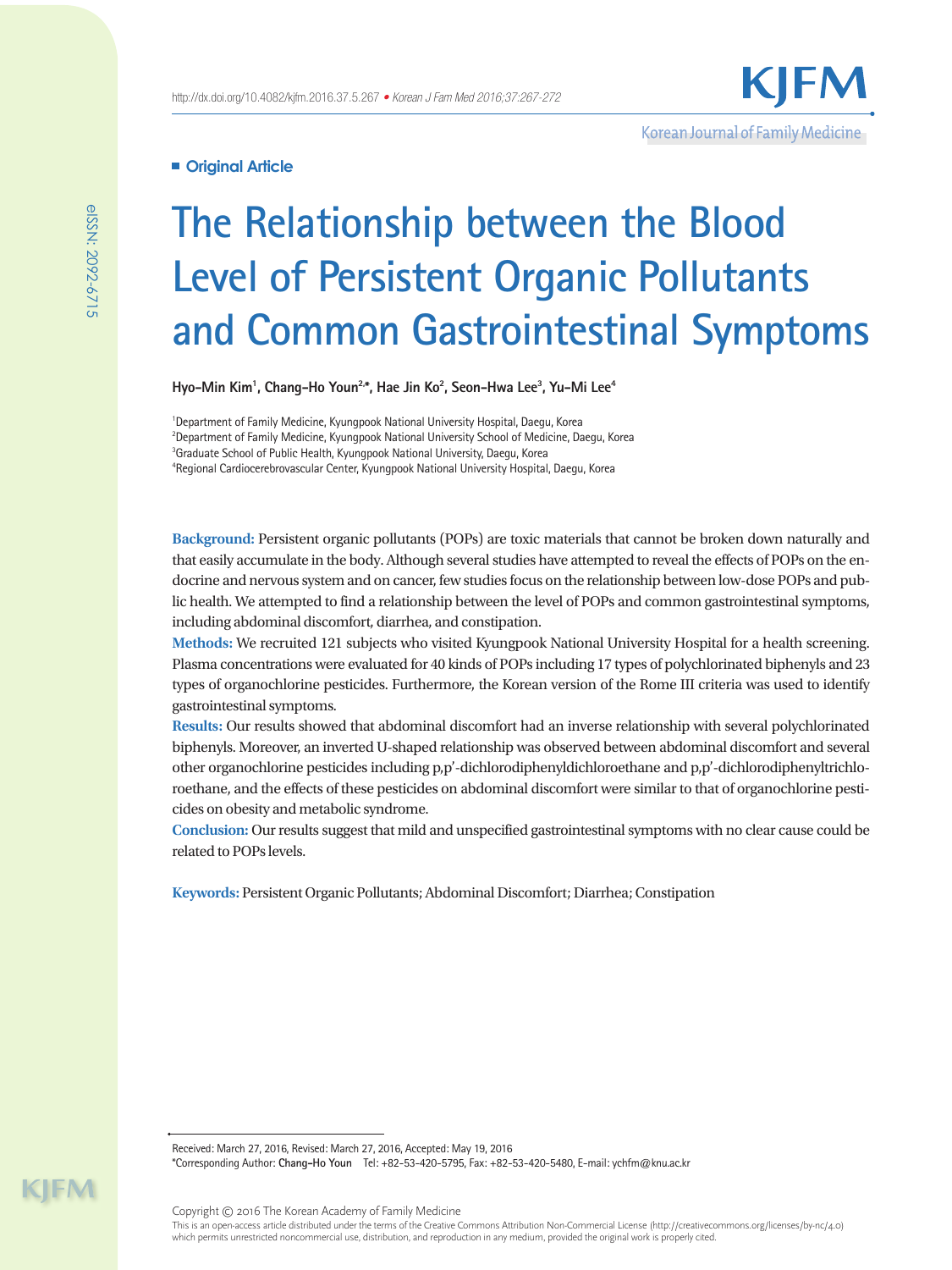■ Original Article

# The Relationship between the Blood Level of Persistent Organic Pollutants and Common Gastrointestinal Symptoms

**Hyo-Min Kim[1], Chang-Ho Youn[2,*], Hae Jin Ko[2], Seon-Hwa Lee[3], Yu-Mi Lee[4]**

[1]Department of Family Medicine, Kyungpook National University Hospital, Daegu, Korea
[2]Department of Family Medicine, Kyungpook National University School of Medicine, Daegu, Korea
[3]Graduate School of Public Health, Kyungpook National University, Daegu, Korea
[4]Regional Cardiocerebrovascular Center, Kyungpook National University Hospital, Daegu, Korea

**Background:** Persistent organic pollutants (POPs) are toxic materials that cannot be broken down naturally and that easily accumulate in the body. Although several studies have attempted to reveal the effects of POPs on the endocrine and nervous system and on cancer, few studies focus on the relationship between low-dose POPs and public health. We attempted to find a relationship between the level of POPs and common gastrointestinal symptoms, including abdominal discomfort, diarrhea, and constipation.

**Methods:** We recruited 121 subjects who visited Kyungpook National University Hospital for a health screening. Plasma concentrations were evaluated for 40 kinds of POPs including 17 types of polychlorinated biphenyls and 23 types of organochlorine pesticides. Furthermore, the Korean version of the Rome III criteria was used to identify gastrointestinal symptoms.

**Results:** Our results showed that abdominal discomfort had an inverse relationship with several polychlorinated biphenyls. Moreover, an inverted U-shaped relationship was observed between abdominal discomfort and several other organochlorine pesticides including p,p'-dichlorodiphenyldichloroethane and p,p'-dichlorodiphenyltrichloroethane, and the effects of these pesticides on abdominal discomfort were similar to that of organochlorine pesticides on obesity and metabolic syndrome.

**Conclusion:** Our results suggest that mild and unspecified gastrointestinal symptoms with no clear cause could be related to POPs levels.

**Keywords:** Persistent Organic Pollutants; Abdominal Discomfort; Diarrhea; Constipation

Received: March 27, 2016, Revised: March 27, 2016, Accepted: May 19, 2016
*Corresponding Author: **Chang-Ho Youn** Tel: +82-53-420-5795, Fax: +82-53-420-5480, E-mail: ychfm@knu.ac.kr

Copyright © 2016 The Korean Academy of Family Medicine
This is an open-access article distributed under the terms of the Creative Commons Attribution Non-Commercial License (http://creativecommons.org/licenses/by-nc/4.0) which permits unrestricted noncommercial use, distribution, and reproduction in any medium, provided the original work is properly cited.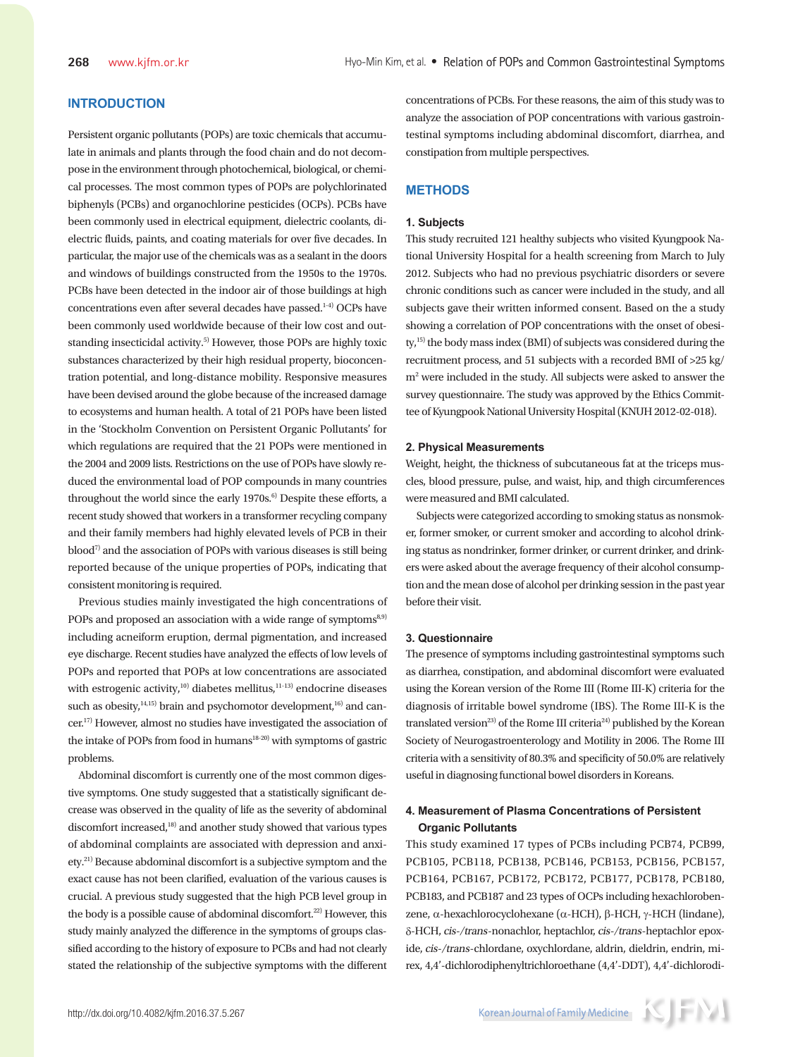## INTRODUCTION

Persistent organic pollutants (POPs) are toxic chemicals that accumulate in animals and plants through the food chain and do not decompose in the environment through photochemical, biological, or chemical processes. The most common types of POPs are polychlorinated biphenyls (PCBs) and organochlorine pesticides (OCPs). PCBs have been commonly used in electrical equipment, dielectric coolants, dielectric fluids, paints, and coating materials for over five decades. In particular, the major use of the chemicals was as a sealant in the doors and windows of buildings constructed from the 1950s to the 1970s. PCBs have been detected in the indoor air of those buildings at high concentrations even after several decades have passed.[1-4] OCPs have been commonly used worldwide because of their low cost and outstanding insecticidal activity.[5] However, those POPs are highly toxic substances characterized by their high residual property, bioconcentration potential, and long-distance mobility. Responsive measures have been devised around the globe because of the increased damage to ecosystems and human health. A total of 21 POPs have been listed in the 'Stockholm Convention on Persistent Organic Pollutants' for which regulations are required that the 21 POPs were mentioned in the 2004 and 2009 lists. Restrictions on the use of POPs have slowly reduced the environmental load of POP compounds in many countries throughout the world since the early 1970s.[6] Despite these efforts, a recent study showed that workers in a transformer recycling company and their family members had highly elevated levels of PCB in their blood[7] and the association of POPs with various diseases is still being reported because of the unique properties of POPs, indicating that consistent monitoring is required.

Previous studies mainly investigated the high concentrations of POPs and proposed an association with a wide range of symptoms[8,9] including acneiform eruption, dermal pigmentation, and increased eye discharge. Recent studies have analyzed the effects of low levels of POPs and reported that POPs at low concentrations are associated with estrogenic activity,[10] diabetes mellitus,[11-13] endocrine diseases such as obesity,[14,15] brain and psychomotor development,[16] and cancer.[17] However, almost no studies have investigated the association of the intake of POPs from food in humans[18-20] with symptoms of gastric problems.

Abdominal discomfort is currently one of the most common digestive symptoms. One study suggested that a statistically significant decrease was observed in the quality of life as the severity of abdominal discomfort increased,[18] and another study showed that various types of abdominal complaints are associated with depression and anxiety.[21] Because abdominal discomfort is a subjective symptom and the exact cause has not been clarified, evaluation of the various causes is crucial. A previous study suggested that the high PCB level group in the body is a possible cause of abdominal discomfort.[22] However, this study mainly analyzed the difference in the symptoms of groups classified according to the history of exposure to PCBs and had not clearly stated the relationship of the subjective symptoms with the different concentrations of PCBs. For these reasons, the aim of this study was to analyze the association of POP concentrations with various gastrointestinal symptoms including abdominal discomfort, diarrhea, and constipation from multiple perspectives.

## METHODS

### 1. Subjects

This study recruited 121 healthy subjects who visited Kyungpook National University Hospital for a health screening from March to July 2012. Subjects who had no previous psychiatric disorders or severe chronic conditions such as cancer were included in the study, and all subjects gave their written informed consent. Based on the a study showing a correlation of POP concentrations with the onset of obesity,[15] the body mass index (BMI) of subjects was considered during the recruitment process, and 51 subjects with a recorded BMI of >25 kg/$m^2$ were included in the study. All subjects were asked to answer the survey questionnaire. The study was approved by the Ethics Committee of Kyungpook National University Hospital (KNUH 2012-02-018).

### 2. Physical Measurements

Weight, height, the thickness of subcutaneous fat at the triceps muscles, blood pressure, pulse, and waist, hip, and thigh circumferences were measured and BMI calculated.

Subjects were categorized according to smoking status as nonsmoker, former smoker, or current smoker and according to alcohol drinking status as nondrinker, former drinker, or current drinker, and drinkers were asked about the average frequency of their alcohol consumption and the mean dose of alcohol per drinking session in the past year before their visit.

### 3. Questionnaire

The presence of symptoms including gastrointestinal symptoms such as diarrhea, constipation, and abdominal discomfort were evaluated using the Korean version of the Rome III (Rome III-K) criteria for the diagnosis of irritable bowel syndrome (IBS). The Rome III-K is the translated version[23] of the Rome III criteria[24] published by the Korean Society of Neurogastroenterology and Motility in 2006. The Rome III criteria with a sensitivity of 80.3% and specificity of 50.0% are relatively useful in diagnosing functional bowel disorders in Koreans.

### 4. Measurement of Plasma Concentrations of Persistent Organic Pollutants

This study examined 17 types of PCBs including PCB74, PCB99, PCB105, PCB118, PCB138, PCB146, PCB153, PCB156, PCB157, PCB164, PCB167, PCB172, PCB172, PCB177, PCB178, PCB180, PCB183, and PCB187 and 23 types of OCPs including hexachlorobenzene, α-hexachlorocyclohexane (α-HCH), β-HCH, γ-HCH (lindane), δ-HCH, *cis-/trans*-nonachlor, heptachlor, *cis-/trans*-heptachlor epoxide, *cis-/trans*-chlordane, oxychlordane, aldrin, dieldrin, endrin, mirex, 4,4'-dichlorodiphenyltrichloroethane (4,4'-DDT), 4,4'-dichlorodi-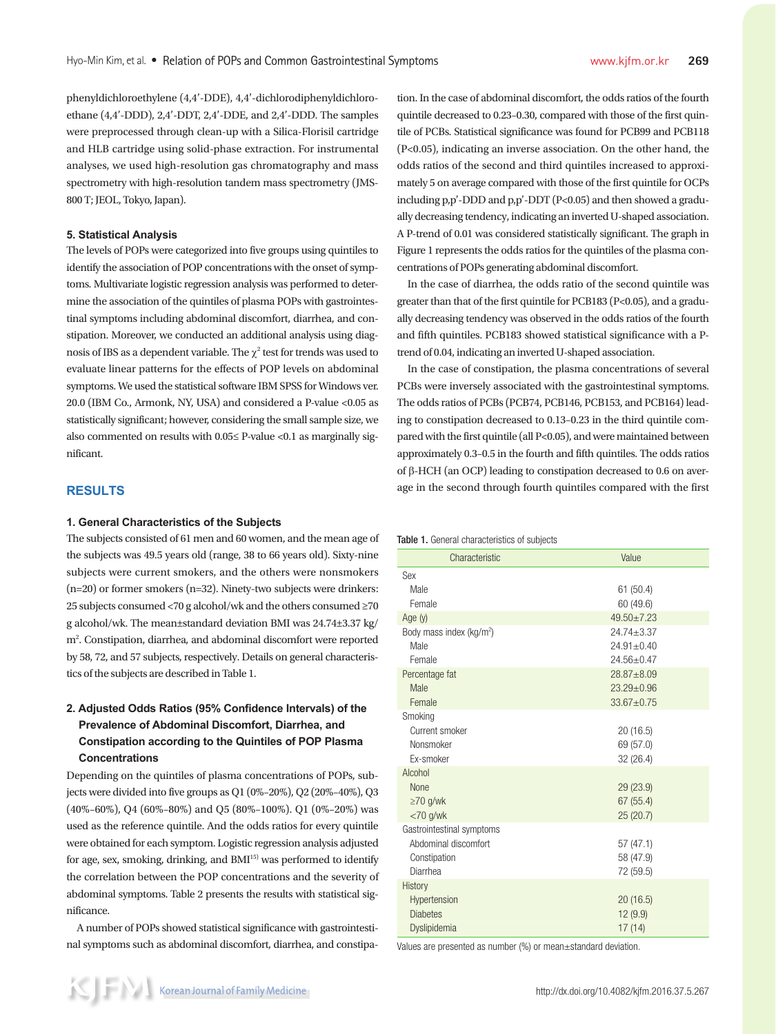phenyldichloroethylene (4,4′-DDE), 4,4′-dichlorodiphenyldichloroethane (4,4′-DDD), 2,4′-DDT, 2,4′-DDE, and 2,4′-DDD. The samples were preprocessed through clean-up with a Silica-Florisil cartridge and HLB cartridge using solid-phase extraction. For instrumental analyses, we used high-resolution gas chromatography and mass spectrometry with high-resolution tandem mass spectrometry (JMS-800 T; JEOL, Tokyo, Japan).

### 5. Statistical Analysis

The levels of POPs were categorized into five groups using quintiles to identify the association of POP concentrations with the onset of symptoms. Multivariate logistic regression analysis was performed to determine the association of the quintiles of plasma POPs with gastrointestinal symptoms including abdominal discomfort, diarrhea, and constipation. Moreover, we conducted an additional analysis using diagnosis of IBS as a dependent variable. The $\chi^2$ test for trends was used to evaluate linear patterns for the effects of POP levels on abdominal symptoms. We used the statistical software IBM SPSS for Windows ver. 20.0 (IBM Co., Armonk, NY, USA) and considered a P-value <0.05 as statistically significant; however, considering the small sample size, we also commented on results with 0.05≤ P-value <0.1 as marginally significant.

## RESULTS

### 1. General Characteristics of the Subjects

The subjects consisted of 61 men and 60 women, and the mean age of the subjects was 49.5 years old (range, 38 to 66 years old). Sixty-nine subjects were current smokers, and the others were nonsmokers (n=20) or former smokers (n=32). Ninety-two subjects were drinkers: 25 subjects consumed <70 g alcohol/wk and the others consumed ≥70 g alcohol/wk. The mean±standard deviation BMI was 24.74±3.37 kg/m$^2$. Constipation, diarrhea, and abdominal discomfort were reported by 58, 72, and 57 subjects, respectively. Details on general characteristics of the subjects are described in Table 1.

### 2. Adjusted Odds Ratios (95% Confidence Intervals) of the Prevalence of Abdominal Discomfort, Diarrhea, and Constipation according to the Quintiles of POP Plasma Concentrations

Depending on the quintiles of plasma concentrations of POPs, subjects were divided into five groups as Q1 (0%–20%), Q2 (20%–40%), Q3 (40%–60%), Q4 (60%–80%) and Q5 (80%–100%). Q1 (0%–20%) was used as the reference quintile. And the odds ratios for every quintile were obtained for each symptom. Logistic regression analysis adjusted for age, sex, smoking, drinking, and BMI[15] was performed to identify the correlation between the POP concentrations and the severity of abdominal symptoms. Table 2 presents the results with statistical significance.

A number of POPs showed statistical significance with gastrointestinal symptoms such as abdominal discomfort, diarrhea, and constipation. In the case of abdominal discomfort, the odds ratios of the fourth quintile decreased to 0.23–0.30, compared with those of the first quintile of PCBs. Statistical significance was found for PCB99 and PCB118 (P<0.05), indicating an inverse association. On the other hand, the odds ratios of the second and third quintiles increased to approximately 5 on average compared with those of the first quintile for OCPs including p,p′-DDD and p,p′-DDT (P<0.05) and then showed a gradually decreasing tendency, indicating an inverted U-shaped association. A P-trend of 0.01 was considered statistically significant. The graph in Figure 1 represents the odds ratios for the quintiles of the plasma concentrations of POPs generating abdominal discomfort.

In the case of diarrhea, the odds ratio of the second quintile was greater than that of the first quintile for PCB183 (P<0.05), and a gradually decreasing tendency was observed in the odds ratios of the fourth and fifth quintiles. PCB183 showed statistical significance with a P-trend of 0.04, indicating an inverted U-shaped association.

In the case of constipation, the plasma concentrations of several PCBs were inversely associated with the gastrointestinal symptoms. The odds ratios of PCBs (PCB74, PCB146, PCB153, and PCB164) leading to constipation decreased to 0.13–0.23 in the third quintile compared with the first quintile (all P<0.05), and were maintained between approximately 0.3–0.5 in the fourth and fifth quintiles. The odds ratios of β-HCH (an OCP) leading to constipation decreased to 0.6 on average in the second through fourth quintiles compared with the first

Table 1. General characteristics of subjects

| Characteristic | Value |
|---|---|
| Sex | |
| Male | 61 (50.4) |
| Female | 60 (49.6) |
| Age (y) | 49.50±7.23 |
| Body mass index (kg/m$^2$) | 24.74±3.37 |
| Male | 24.91±0.40 |
| Female | 24.56±0.47 |
| Percentage fat | 28.87±8.09 |
| Male | 23.29±0.96 |
| Female | 33.67±0.75 |
| Smoking | |
| Current smoker | 20 (16.5) |
| Nonsmoker | 69 (57.0) |
| Ex-smoker | 32 (26.4) |
| Alcohol | |
| None | 29 (23.9) |
| ≥70 g/wk | 67 (55.4) |
| <70 g/wk | 25 (20.7) |
| Gastrointestinal symptoms | |
| Abdominal discomfort | 57 (47.1) |
| Constipation | 58 (47.9) |
| Diarrhea | 72 (59.5) |
| History | |
| Hypertension | 20 (16.5) |
| Diabetes | 12 (9.9) |
| Dyslipidemia | 17 (14) |

Values are presented as number (%) or mean±standard deviation.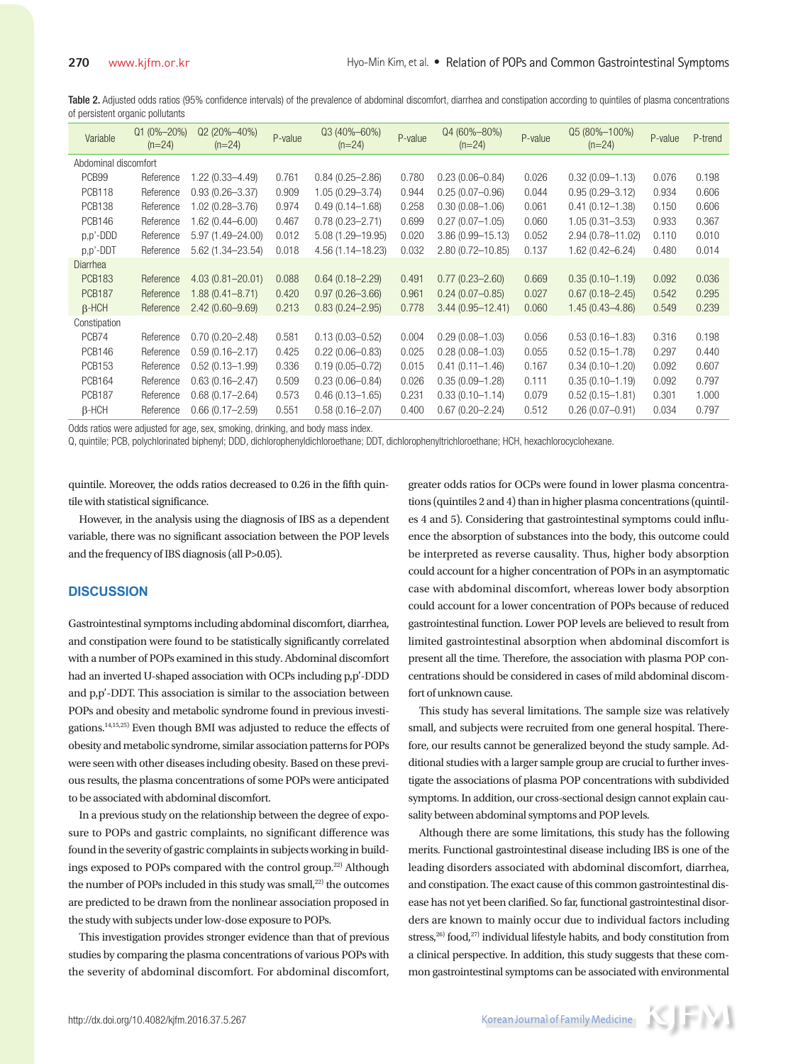Table 2. Adjusted odds ratios (95% confidence intervals) of the prevalence of abdominal discomfort, diarrhea and constipation according to quintiles of plasma concentrations of persistent organic pollutants

| Variable | Q1 (0%–20%) (n=24) | Q2 (20%–40%) (n=24) | P-value | Q3 (40%–60%) (n=24) | P-value | Q4 (60%–80%) (n=24) | P-value | Q5 (80%–100%) (n=24) | P-value | P-trend |
|---|---|---|---|---|---|---|---|---|---|---|
| Abdominal discomfort | | | | | | | | | | |
| PCB99 | Reference | 1.22 (0.33–4.49) | 0.761 | 0.84 (0.25–2.86) | 0.780 | 0.23 (0.06–0.84) | 0.026 | 0.32 (0.09–1.13) | 0.076 | 0.198 |
| PCB118 | Reference | 0.93 (0.26–3.37) | 0.909 | 1.05 (0.29–3.74) | 0.944 | 0.25 (0.07–0.96) | 0.044 | 0.95 (0.29–3.12) | 0.934 | 0.606 |
| PCB138 | Reference | 1.02 (0.28–3.76) | 0.974 | 0.49 (0.14–1.68) | 0.258 | 0.30 (0.08–1.06) | 0.061 | 0.41 (0.12–1.38) | 0.150 | 0.606 |
| PCB146 | Reference | 1.62 (0.44–6.00) | 0.467 | 0.78 (0.23–2.71) | 0.699 | 0.27 (0.07–1.05) | 0.060 | 1.05 (0.31–3.53) | 0.933 | 0.367 |
| p,p'-DDD | Reference | 5.97 (1.49–24.00) | 0.012 | 5.08 (1.29–19.95) | 0.020 | 3.86 (0.99–15.13) | 0.052 | 2.94 (0.78–11.02) | 0.110 | 0.010 |
| p,p'-DDT | Reference | 5.62 (1.34–23.54) | 0.018 | 4.56 (1.14–18.23) | 0.032 | 2.80 (0.72–10.85) | 0.137 | 1.62 (0.42–6.24) | 0.480 | 0.014 |
| Diarrhea | | | | | | | | | | |
| PCB183 | Reference | 4.03 (0.81–20.01) | 0.088 | 0.64 (0.18–2.29) | 0.491 | 0.77 (0.23–2.60) | 0.669 | 0.35 (0.10–1.19) | 0.092 | 0.036 |
| PCB187 | Reference | 1.88 (0.41–8.71) | 0.420 | 0.97 (0.26–3.66) | 0.961 | 0.24 (0.07–0.85) | 0.027 | 0.67 (0.18–2.45) | 0.542 | 0.295 |
| β-HCH | Reference | 2.42 (0.60–9.69) | 0.213 | 0.83 (0.24–2.95) | 0.778 | 3.44 (0.95–12.41) | 0.060 | 1.45 (0.43–4.86) | 0.549 | 0.239 |
| Constipation | | | | | | | | | | |
| PCB74 | Reference | 0.70 (0.20–2.48) | 0.581 | 0.13 (0.03–0.52) | 0.004 | 0.29 (0.08–1.03) | 0.056 | 0.53 (0.16–1.83) | 0.316 | 0.198 |
| PCB146 | Reference | 0.59 (0.16–2.17) | 0.425 | 0.22 (0.06–0.83) | 0.025 | 0.28 (0.08–1.03) | 0.055 | 0.52 (0.15–1.78) | 0.297 | 0.440 |
| PCB153 | Reference | 0.52 (0.13–1.99) | 0.336 | 0.19 (0.05–0.72) | 0.015 | 0.41 (0.11–1.46) | 0.167 | 0.34 (0.10–1.20) | 0.092 | 0.607 |
| PCB164 | Reference | 0.63 (0.16–2.47) | 0.509 | 0.23 (0.06–0.84) | 0.026 | 0.35 (0.09–1.28) | 0.111 | 0.35 (0.10–1.19) | 0.092 | 0.797 |
| PCB187 | Reference | 0.68 (0.17–2.64) | 0.573 | 0.46 (0.13–1.65) | 0.231 | 0.33 (0.10–1.14) | 0.079 | 0.52 (0.15–1.81) | 0.301 | 1.000 |
| β-HCH | Reference | 0.66 (0.17–2.59) | 0.551 | 0.58 (0.16–2.07) | 0.400 | 0.67 (0.20–2.24) | 0.512 | 0.26 (0.07–0.91) | 0.034 | 0.797 |

Odds ratios were adjusted for age, sex, smoking, drinking, and body mass index.
Q, quintile; PCB, polychlorinated biphenyl; DDD, dichlorophenyldichloroethane; DDT, dichlorophenyltrichloroethane; HCH, hexachlorocyclohexane.

quintile. Moreover, the odds ratios decreased to 0.26 in the fifth quintile with statistical significance.

However, in the analysis using the diagnosis of IBS as a dependent variable, there was no significant association between the POP levels and the frequency of IBS diagnosis (all P>0.05).

## DISCUSSION

Gastrointestinal symptoms including abdominal discomfort, diarrhea, and constipation were found to be statistically significantly correlated with a number of POPs examined in this study. Abdominal discomfort had an inverted U-shaped association with OCPs including p,p'-DDD and p,p'-DDT. This association is similar to the association between POPs and obesity and metabolic syndrome found in previous investigations.[14,15,25] Even though BMI was adjusted to reduce the effects of obesity and metabolic syndrome, similar association patterns for POPs were seen with other diseases including obesity. Based on these previous results, the plasma concentrations of some POPs were anticipated to be associated with abdominal discomfort.

In a previous study on the relationship between the degree of exposure to POPs and gastric complaints, no significant difference was found in the severity of gastric complaints in subjects working in buildings exposed to POPs compared with the control group.[22] Although the number of POPs included in this study was small,[22] the outcomes are predicted to be drawn from the nonlinear association proposed in the study with subjects under low-dose exposure to POPs.

This investigation provides stronger evidence than that of previous studies by comparing the plasma concentrations of various POPs with the severity of abdominal discomfort. For abdominal discomfort, greater odds ratios for OCPs were found in lower plasma concentrations (quintiles 2 and 4) than in higher plasma concentrations (quintiles 4 and 5). Considering that gastrointestinal symptoms could influence the absorption of substances into the body, this outcome could be interpreted as reverse causality. Thus, higher body absorption could account for a higher concentration of POPs in an asymptomatic case with abdominal discomfort, whereas lower body absorption could account for a lower concentration of POPs because of reduced gastrointestinal function. Lower POP levels are believed to result from limited gastrointestinal absorption when abdominal discomfort is present all the time. Therefore, the association with plasma POP concentrations should be considered in cases of mild abdominal discomfort of unknown cause.

This study has several limitations. The sample size was relatively small, and subjects were recruited from one general hospital. Therefore, our results cannot be generalized beyond the study sample. Additional studies with a larger sample group are crucial to further investigate the associations of plasma POP concentrations with subdivided symptoms. In addition, our cross-sectional design cannot explain causality between abdominal symptoms and POP levels.

Although there are some limitations, this study has the following merits. Functional gastrointestinal disease including IBS is one of the leading disorders associated with abdominal discomfort, diarrhea, and constipation. The exact cause of this common gastrointestinal disease has not yet been clarified. So far, functional gastrointestinal disorders are known to mainly occur due to individual factors including stress,[26] food,[27] individual lifestyle habits, and body constitution from a clinical perspective. In addition, this study suggests that these common gastrointestinal symptoms can be associated with environmental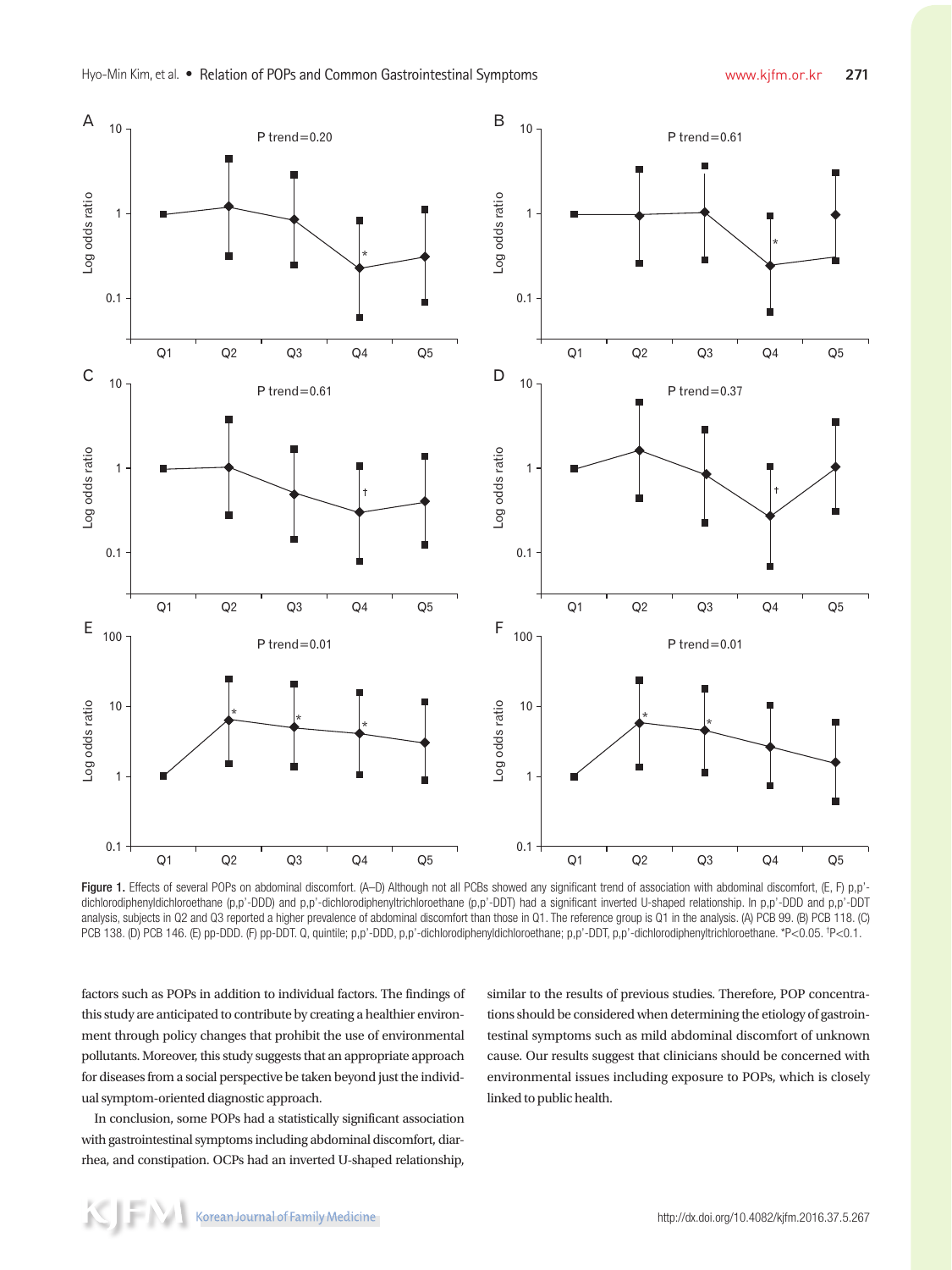Figure 1. Effects of several POPs on abdominal discomfort. (A–D) Although not all PCBs showed any significant trend of association with abdominal discomfort, (E, F) p,p'-dichlorodiphenyldichloroethane (p,p'-DDD) and p,p'-dichlorodiphenyltrichloroethane (p,p'-DDT) had a significant inverted U-shaped relationship. In p,p'-DDD and p,p'-DDT analysis, subjects in Q2 and Q3 reported a higher prevalence of abdominal discomfort than those in Q1. The reference group is Q1 in the analysis. (A) PCB 99. (B) PCB 118. (C) PCB 138. (D) PCB 146. (E) pp-DDD. (F) pp-DDT. Q, quintile; p,p'-DDD, p,p'-dichlorodiphenyldichloroethane; p,p'-DDT, p,p'-dichlorodiphenyltrichloroethane. *P<0.05. †P<0.1.

factors such as POPs in addition to individual factors. The findings of this study are anticipated to contribute by creating a healthier environment through policy changes that prohibit the use of environmental pollutants. Moreover, this study suggests that an appropriate approach for diseases from a social perspective be taken beyond just the individual symptom-oriented diagnostic approach.

In conclusion, some POPs had a statistically significant association with gastrointestinal symptoms including abdominal discomfort, diarrhea, and constipation. OCPs had an inverted U-shaped relationship, similar to the results of previous studies. Therefore, POP concentrations should be considered when determining the etiology of gastrointestinal symptoms such as mild abdominal discomfort of unknown cause. Our results suggest that clinicians should be concerned with environmental issues including exposure to POPs, which is closely linked to public health.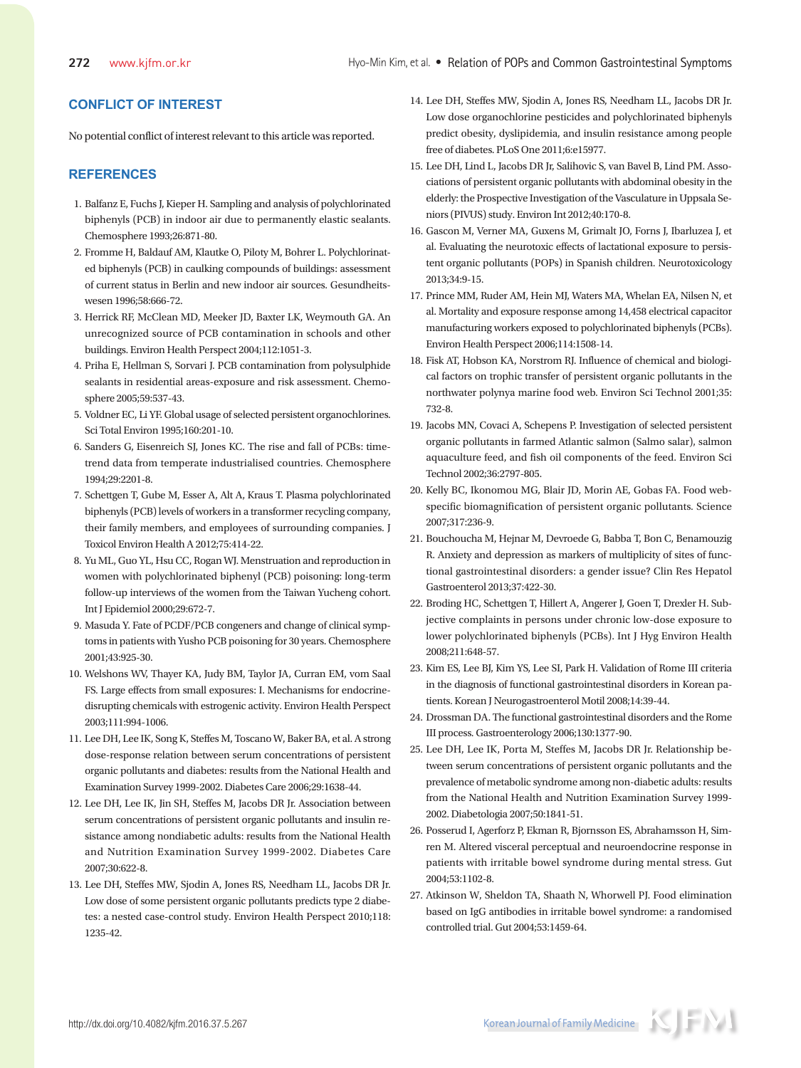## CONFLICT OF INTEREST

No potential conflict of interest relevant to this article was reported.

## REFERENCES

1. Balfanz E, Fuchs J, Kieper H. Sampling and analysis of polychlorinated biphenyls (PCB) in indoor air due to permanently elastic sealants. Chemosphere 1993;26:871-80.
2. Fromme H, Baldauf AM, Klautke O, Piloty M, Bohrer L. Polychlorinated biphenyls (PCB) in caulking compounds of buildings: assessment of current status in Berlin and new indoor air sources. Gesundheitswesen 1996;58:666-72.
3. Herrick RF, McClean MD, Meeker JD, Baxter LK, Weymouth GA. An unrecognized source of PCB contamination in schools and other buildings. Environ Health Perspect 2004;112:1051-3.
4. Priha E, Hellman S, Sorvari J. PCB contamination from polysulphide sealants in residential areas-exposure and risk assessment. Chemosphere 2005;59:537-43.
5. Voldner EC, Li YF. Global usage of selected persistent organochlorines. Sci Total Environ 1995;160:201-10.
6. Sanders G, Eisenreich SJ, Jones KC. The rise and fall of PCBs: time-trend data from temperate industrialised countries. Chemosphere 1994;29:2201-8.
7. Schettgen T, Gube M, Esser A, Alt A, Kraus T. Plasma polychlorinated biphenyls (PCB) levels of workers in a transformer recycling company, their family members, and employees of surrounding companies. J Toxicol Environ Health A 2012;75:414-22.
8. Yu ML, Guo YL, Hsu CC, Rogan WJ. Menstruation and reproduction in women with polychlorinated biphenyl (PCB) poisoning: long-term follow-up interviews of the women from the Taiwan Yucheng cohort. Int J Epidemiol 2000;29:672-7.
9. Masuda Y. Fate of PCDF/PCB congeners and change of clinical symptoms in patients with Yusho PCB poisoning for 30 years. Chemosphere 2001;43:925-30.
10. Welshons WV, Thayer KA, Judy BM, Taylor JA, Curran EM, vom Saal FS. Large effects from small exposures: I. Mechanisms for endocrine-disrupting chemicals with estrogenic activity. Environ Health Perspect 2003;111:994-1006.
11. Lee DH, Lee IK, Song K, Steffes M, Toscano W, Baker BA, et al. A strong dose-response relation between serum concentrations of persistent organic pollutants and diabetes: results from the National Health and Examination Survey 1999-2002. Diabetes Care 2006;29:1638-44.
12. Lee DH, Lee IK, Jin SH, Steffes M, Jacobs DR Jr. Association between serum concentrations of persistent organic pollutants and insulin resistance among nondiabetic adults: results from the National Health and Nutrition Examination Survey 1999-2002. Diabetes Care 2007;30:622-8.
13. Lee DH, Steffes MW, Sjodin A, Jones RS, Needham LL, Jacobs DR Jr. Low dose of some persistent organic pollutants predicts type 2 diabetes: a nested case-control study. Environ Health Perspect 2010;118:1235-42.
14. Lee DH, Steffes MW, Sjodin A, Jones RS, Needham LL, Jacobs DR Jr. Low dose organochlorine pesticides and polychlorinated biphenyls predict obesity, dyslipidemia, and insulin resistance among people free of diabetes. PLoS One 2011;6:e15977.
15. Lee DH, Lind L, Jacobs DR Jr, Salihovic S, van Bavel B, Lind PM. Associations of persistent organic pollutants with abdominal obesity in the elderly: the Prospective Investigation of the Vasculature in Uppsala Seniors (PIVUS) study. Environ Int 2012;40:170-8.
16. Gascon M, Verner MA, Guxens M, Grimalt JO, Forns J, Ibarluzea J, et al. Evaluating the neurotoxic effects of lactational exposure to persistent organic pollutants (POPs) in Spanish children. Neurotoxicology 2013;34:9-15.
17. Prince MM, Ruder AM, Hein MJ, Waters MA, Whelan EA, Nilsen N, et al. Mortality and exposure response among 14,458 electrical capacitor manufacturing workers exposed to polychlorinated biphenyls (PCBs). Environ Health Perspect 2006;114:1508-14.
18. Fisk AT, Hobson KA, Norstrom RJ. Influence of chemical and biological factors on trophic transfer of persistent organic pollutants in the northwater polynya marine food web. Environ Sci Technol 2001;35:732-8.
19. Jacobs MN, Covaci A, Schepens P. Investigation of selected persistent organic pollutants in farmed Atlantic salmon (Salmo salar), salmon aquaculture feed, and fish oil components of the feed. Environ Sci Technol 2002;36:2797-805.
20. Kelly BC, Ikonomou MG, Blair JD, Morin AE, Gobas FA. Food web-specific biomagnification of persistent organic pollutants. Science 2007;317:236-9.
21. Bouchoucha M, Hejnar M, Devroede G, Babba T, Bon C, Benamouzig R. Anxiety and depression as markers of multiplicity of sites of functional gastrointestinal disorders: a gender issue? Clin Res Hepatol Gastroenterol 2013;37:422-30.
22. Broding HC, Schettgen T, Hillert A, Angerer J, Goen T, Drexler H. Subjective complaints in persons under chronic low-dose exposure to lower polychlorinated biphenyls (PCBs). Int J Hyg Environ Health 2008;211:648-57.
23. Kim ES, Lee BJ, Kim YS, Lee SI, Park H. Validation of Rome III criteria in the diagnosis of functional gastrointestinal disorders in Korean patients. Korean J Neurogastroenterol Motil 2008;14:39-44.
24. Drossman DA. The functional gastrointestinal disorders and the Rome III process. Gastroenterology 2006;130:1377-90.
25. Lee DH, Lee IK, Porta M, Steffes M, Jacobs DR Jr. Relationship between serum concentrations of persistent organic pollutants and the prevalence of metabolic syndrome among non-diabetic adults: results from the National Health and Nutrition Examination Survey 1999-2002. Diabetologia 2007;50:1841-51.
26. Posserud I, Agerforz P, Ekman R, Bjornsson ES, Abrahamsson H, Simren M. Altered visceral perceptual and neuroendocrine response in patients with irritable bowel syndrome during mental stress. Gut 2004;53:1102-8.
27. Atkinson W, Sheldon TA, Shaath N, Whorwell PJ. Food elimination based on IgG antibodies in irritable bowel syndrome: a randomised controlled trial. Gut 2004;53:1459-64.